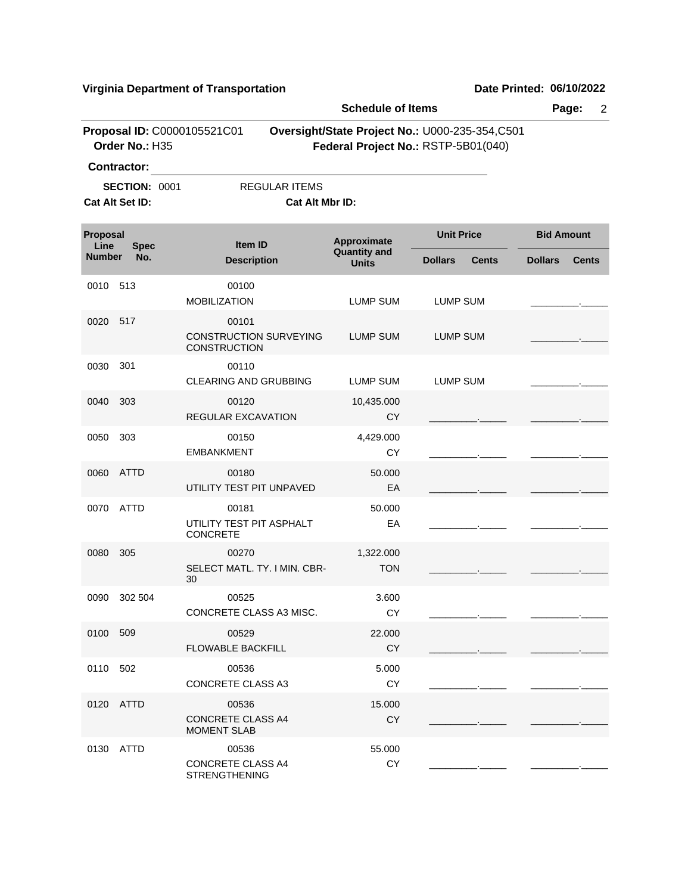**Virginia Department of Transportation** | **Date Printed: 06/10/2022**

**Schedule of Items**

**Proposal ID:** C0000105521C01 | **Oversight/State Project No.:** U000-235-354,C501
**Order No.:** H35 | **Federal Project No.:** RSTP-5B01(040)

**Contractor:** ______________________________

**SECTION:** 0001 REGULAR ITEMS

**Cat Alt Set ID:** **Cat Alt Mbr ID:**

| Proposal Line Number | Spec No. | Item ID / Description | Approximate Quantity and Units | Unit Price Dollars | Unit Price Cents | Bid Amount Dollars | Bid Amount Cents |
|---|---|---|---|---|---|---|---|
| 0010 | 513 | 00100 MOBILIZATION | LUMP SUM | LUMP SUM | | _________ | _____ |
| 0020 | 517 | 00101 CONSTRUCTION SURVEYING CONSTRUCTION | LUMP SUM | LUMP SUM | | _________ | _____ |
| 0030 | 301 | 00110 CLEARING AND GRUBBING | LUMP SUM | LUMP SUM | | _________ | _____ |
| 0040 | 303 | 00120 REGULAR EXCAVATION | 10,435.000 CY | _________ | _____ | _________ | _____ |
| 0050 | 303 | 00150 EMBANKMENT | 4,429.000 CY | _________ | _____ | _________ | _____ |
| 0060 | ATTD | 00180 UTILITY TEST PIT UNPAVED | 50.000 EA | _________ | _____ | _________ | _____ |
| 0070 | ATTD | 00181 UTILITY TEST PIT ASPHALT CONCRETE | 50.000 EA | _________ | _____ | _________ | _____ |
| 0080 | 305 | 00270 SELECT MATL. TY. I MIN. CBR-30 | 1,322.000 TON | _________ | _____ | _________ | _____ |
| 0090 | 302 504 | 00525 CONCRETE CLASS A3 MISC. | 3.600 CY | _________ | _____ | _________ | _____ |
| 0100 | 509 | 00529 FLOWABLE BACKFILL | 22.000 CY | _________ | _____ | _________ | _____ |
| 0110 | 502 | 00536 CONCRETE CLASS A3 | 5.000 CY | _________ | _____ | _________ | _____ |
| 0120 | ATTD | 00536 CONCRETE CLASS A4 MOMENT SLAB | 15.000 CY | _________ | _____ | _________ | _____ |
| 0130 | ATTD | 00536 CONCRETE CLASS A4 STRENGTHENING | 55.000 CY | _________ | _____ | _________ | _____ |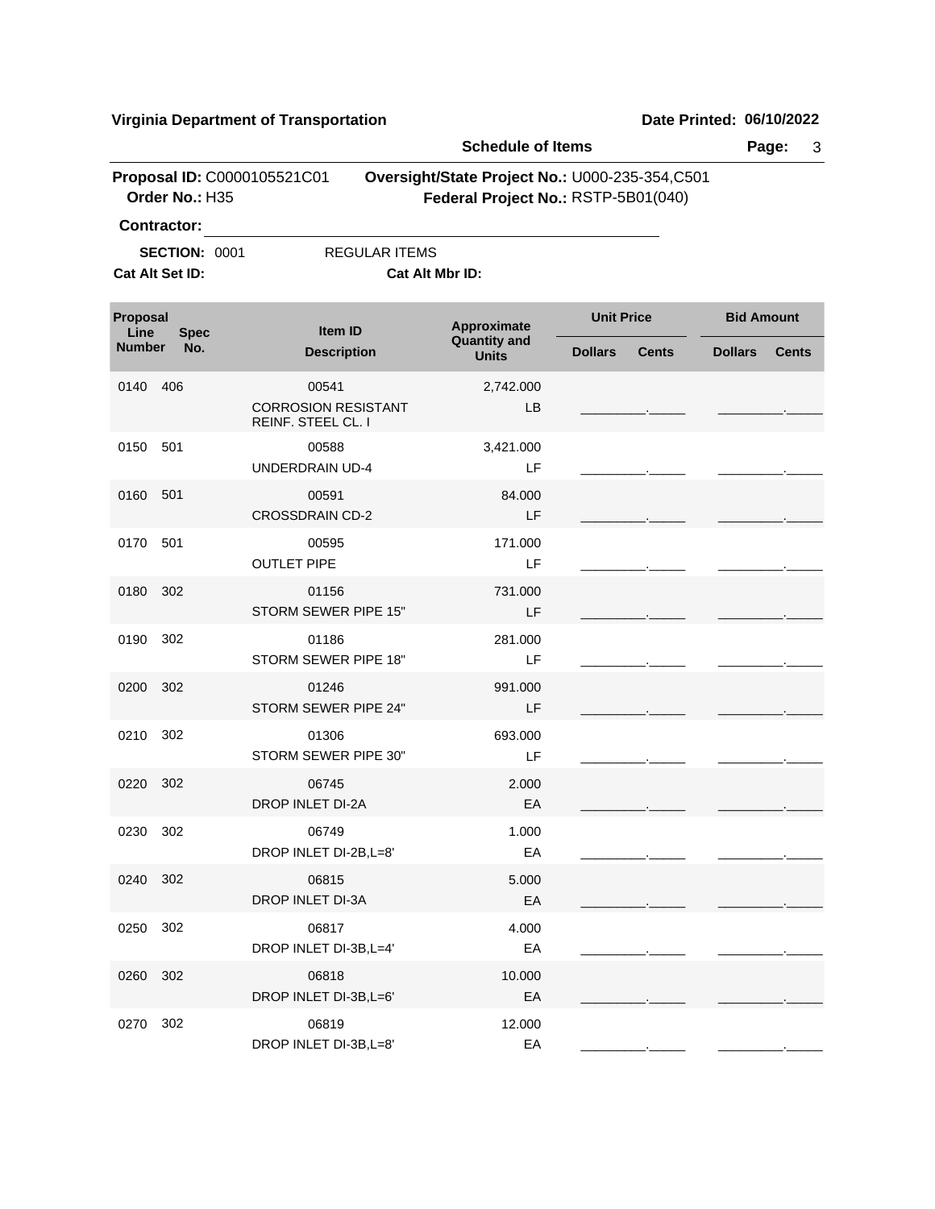**Virginia Department of Transportation** | **Date Printed: 06/10/2022**

**Schedule of Items**

**Proposal ID:** C0000105521C01 **Oversight/State Project No.:** U000-235-354,C501
**Order No.:** H35 **Federal Project No.:** RSTP-5B01(040)

**Contractor:** ____________________

**SECTION:** 0001 REGULAR ITEMS

**Cat Alt Set ID:** **Cat Alt Mbr ID:**

| Proposal Line Number | Spec No. | Item ID / Description | Approximate Quantity and Units | Unit Price Dollars | Unit Price Cents | Bid Amount Dollars | Bid Amount Cents |
|---|---|---|---|---|---|---|---|
| 0140 | 406 | 00541 CORROSION RESISTANT REINF. STEEL CL. I | 2,742.000 LB | | | | |
| 0150 | 501 | 00588 UNDERDRAIN UD-4 | 3,421.000 LF | | | | |
| 0160 | 501 | 00591 CROSSDRAIN CD-2 | 84.000 LF | | | | |
| 0170 | 501 | 00595 OUTLET PIPE | 171.000 LF | | | | |
| 0180 | 302 | 01156 STORM SEWER PIPE 15" | 731.000 LF | | | | |
| 0190 | 302 | 01186 STORM SEWER PIPE 18" | 281.000 LF | | | | |
| 0200 | 302 | 01246 STORM SEWER PIPE 24" | 991.000 LF | | | | |
| 0210 | 302 | 01306 STORM SEWER PIPE 30" | 693.000 LF | | | | |
| 0220 | 302 | 06745 DROP INLET DI-2A | 2.000 EA | | | | |
| 0230 | 302 | 06749 DROP INLET DI-2B,L=8' | 1.000 EA | | | | |
| 0240 | 302 | 06815 DROP INLET DI-3A | 5.000 EA | | | | |
| 0250 | 302 | 06817 DROP INLET DI-3B,L=4' | 4.000 EA | | | | |
| 0260 | 302 | 06818 DROP INLET DI-3B,L=6' | 10.000 EA | | | | |
| 0270 | 302 | 06819 DROP INLET DI-3B,L=8' | 12.000 EA | | | | |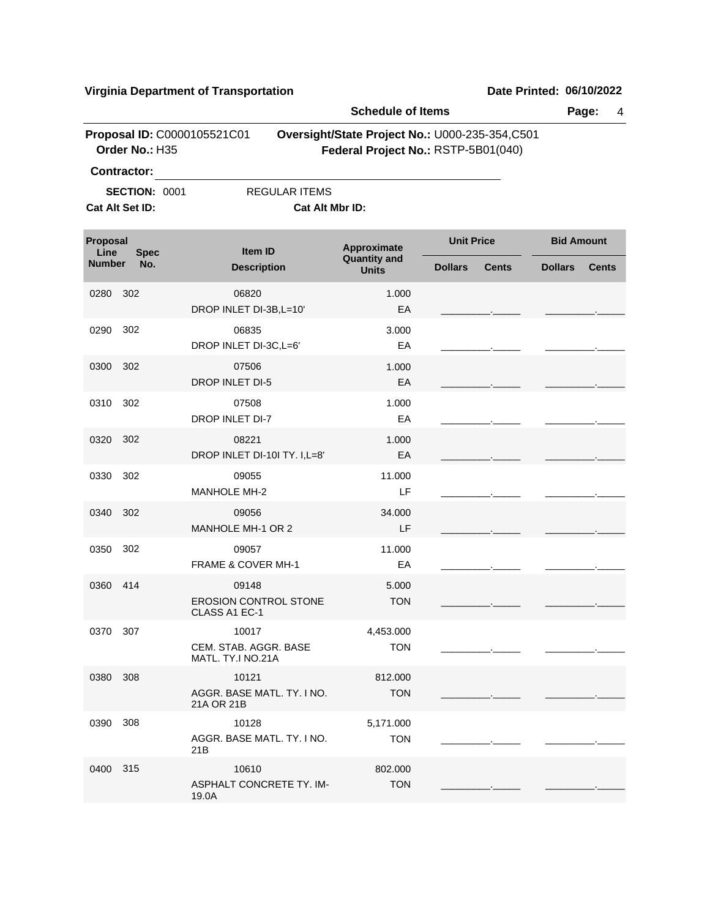**Virginia Department of Transportation** **Date Printed: 06/10/2022**

**Schedule of Items**

**Proposal ID:** C0000105521C01 **Oversight/State Project No.:** U000-235-354,C501
**Order No.:** H35 **Federal Project No.:** RSTP-5B01(040)

**Contractor:** ______________________________

**SECTION:** 0001 REGULAR ITEMS

**Cat Alt Set ID:** **Cat Alt Mbr ID:**

| Proposal Line Number | Spec No. | Item ID / Description | Approximate Quantity and Units | Unit Price Dollars | Unit Price Cents | Bid Amount Dollars | Bid Amount Cents |
|---|---|---|---|---|---|---|---|
| 0280 | 302 | 06820 DROP INLET DI-3B,L=10' | 1.000 EA | | | | |
| 0290 | 302 | 06835 DROP INLET DI-3C,L=6' | 3.000 EA | | | | |
| 0300 | 302 | 07506 DROP INLET DI-5 | 1.000 EA | | | | |
| 0310 | 302 | 07508 DROP INLET DI-7 | 1.000 EA | | | | |
| 0320 | 302 | 08221 DROP INLET DI-10I TY. I,L=8' | 1.000 EA | | | | |
| 0330 | 302 | 09055 MANHOLE MH-2 | 11.000 LF | | | | |
| 0340 | 302 | 09056 MANHOLE MH-1 OR 2 | 34.000 LF | | | | |
| 0350 | 302 | 09057 FRAME & COVER MH-1 | 11.000 EA | | | | |
| 0360 | 414 | 09148 EROSION CONTROL STONE CLASS A1 EC-1 | 5.000 TON | | | | |
| 0370 | 307 | 10017 CEM. STAB. AGGR. BASE MATL. TY.I NO.21A | 4,453.000 TON | | | | |
| 0380 | 308 | 10121 AGGR. BASE MATL. TY. I NO. 21A OR 21B | 812.000 TON | | | | |
| 0390 | 308 | 10128 AGGR. BASE MATL. TY. I NO. 21B | 5,171.000 TON | | | | |
| 0400 | 315 | 10610 ASPHALT CONCRETE TY. IM-19.0A | 802.000 TON | | | | |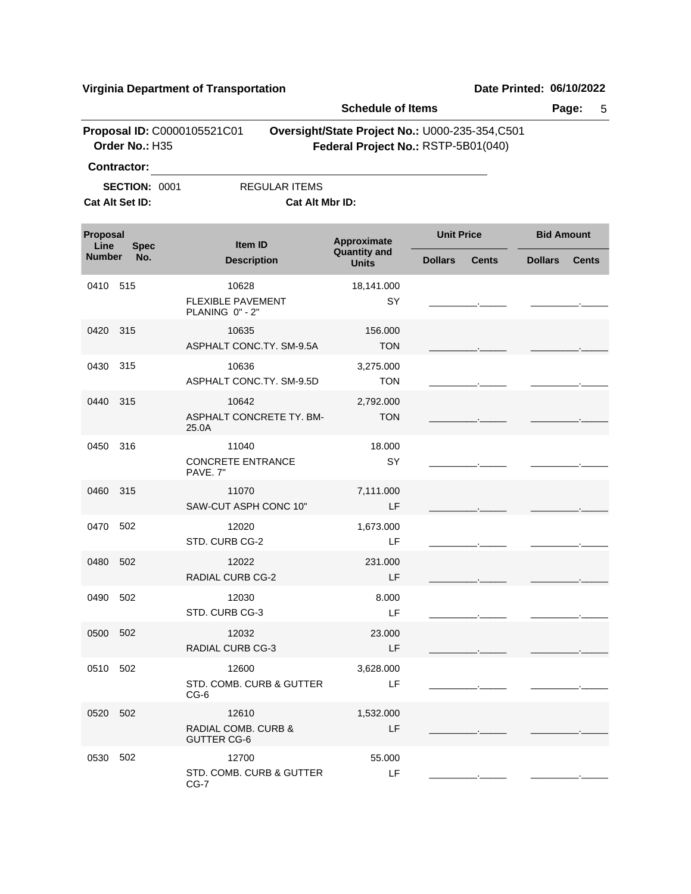**Virginia Department of Transportation** **Date Printed: 06/10/2022**

**Schedule of Items**

**Proposal ID:** C0000105521C01 **Oversight/State Project No.:** U000-235-354,C501
**Order No.:** H35 **Federal Project No.:** RSTP-5B01(040)

**Contractor:** ______________________________

**SECTION:** 0001 REGULAR ITEMS

**Cat Alt Set ID:** **Cat Alt Mbr ID:**

| Proposal Line Number | Spec No. | Item ID / Description | Approximate Quantity and Units | Unit Price Dollars | Unit Price Cents | Bid Amount Dollars | Bid Amount Cents |
|---|---|---|---|---|---|---|---|
| 0410 | 515 | 10628<br>FLEXIBLE PAVEMENT PLANING 0" - 2" | 18,141.000<br>SY | | | | |
| 0420 | 315 | 10635<br>ASPHALT CONC.TY. SM-9.5A | 156.000<br>TON | | | | |
| 0430 | 315 | 10636<br>ASPHALT CONC.TY. SM-9.5D | 3,275.000<br>TON | | | | |
| 0440 | 315 | 10642<br>ASPHALT CONCRETE TY. BM-25.0A | 2,792.000<br>TON | | | | |
| 0450 | 316 | 11040<br>CONCRETE ENTRANCE PAVE. 7" | 18.000<br>SY | | | | |
| 0460 | 315 | 11070<br>SAW-CUT ASPH CONC 10" | 7,111.000<br>LF | | | | |
| 0470 | 502 | 12020<br>STD. CURB CG-2 | 1,673.000<br>LF | | | | |
| 0480 | 502 | 12022<br>RADIAL CURB CG-2 | 231.000<br>LF | | | | |
| 0490 | 502 | 12030<br>STD. CURB CG-3 | 8.000<br>LF | | | | |
| 0500 | 502 | 12032<br>RADIAL CURB CG-3 | 23.000<br>LF | | | | |
| 0510 | 502 | 12600<br>STD. COMB. CURB & GUTTER CG-6 | 3,628.000<br>LF | | | | |
| 0520 | 502 | 12610<br>RADIAL COMB. CURB & GUTTER CG-6 | 1,532.000<br>LF | | | | |
| 0530 | 502 | 12700<br>STD. COMB. CURB & GUTTER CG-7 | 55.000<br>LF | | | | |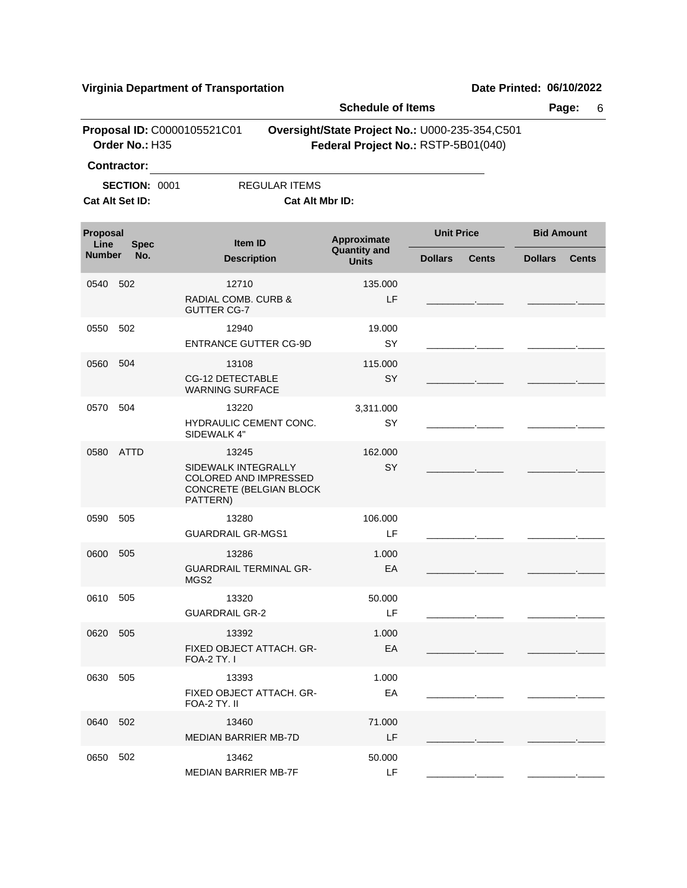**Virginia Department of Transportation** **Date Printed: 06/10/2022**

**Schedule of Items** **Page:** 6

**Proposal ID:** C0000105521C01 **Oversight/State Project No.:** U000-235-354,C501
**Order No.:** H35 **Federal Project No.:** RSTP-5B01(040)

**Contractor:** ______________________________

**SECTION:** 0001 REGULAR ITEMS

**Cat Alt Set ID:** **Cat Alt Mbr ID:**

| Proposal Line Number | Spec No. | Item ID / Description | Approximate Quantity and Units | Unit Price Dollars | Unit Price Cents | Bid Amount Dollars | Bid Amount Cents |
|---|---|---|---|---|---|---|---|
| 0540 | 502 | 12710 RADIAL COMB. CURB & GUTTER CG-7 | 135.000 LF | | | | |
| 0550 | 502 | 12940 ENTRANCE GUTTER CG-9D | 19.000 SY | | | | |
| 0560 | 504 | 13108 CG-12 DETECTABLE WARNING SURFACE | 115.000 SY | | | | |
| 0570 | 504 | 13220 HYDRAULIC CEMENT CONC. SIDEWALK 4" | 3,311.000 SY | | | | |
| 0580 | ATTD | 13245 SIDEWALK INTEGRALLY COLORED AND IMPRESSED CONCRETE (BELGIAN BLOCK PATTERN) | 162.000 SY | | | | |
| 0590 | 505 | 13280 GUARDRAIL GR-MGS1 | 106.000 LF | | | | |
| 0600 | 505 | 13286 GUARDRAIL TERMINAL GR-MGS2 | 1.000 EA | | | | |
| 0610 | 505 | 13320 GUARDRAIL GR-2 | 50.000 LF | | | | |
| 0620 | 505 | 13392 FIXED OBJECT ATTACH. GR-FOA-2 TY. I | 1.000 EA | | | | |
| 0630 | 505 | 13393 FIXED OBJECT ATTACH. GR-FOA-2 TY. II | 1.000 EA | | | | |
| 0640 | 502 | 13460 MEDIAN BARRIER MB-7D | 71.000 LF | | | | |
| 0650 | 502 | 13462 MEDIAN BARRIER MB-7F | 50.000 LF | | | | |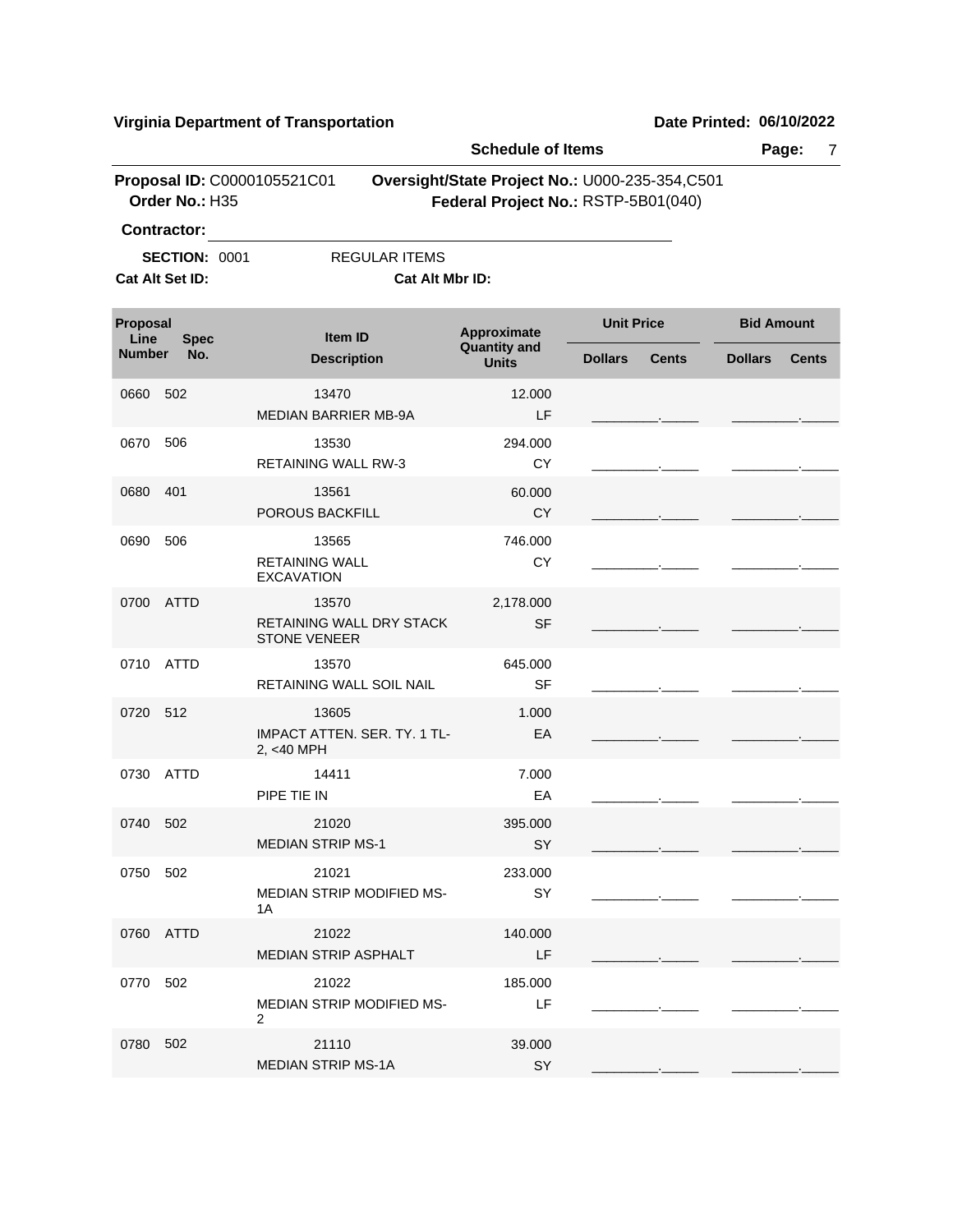**Virginia Department of Transportation** | **Date Printed: 06/10/2022**

**Schedule of Items**

**Proposal ID:** C0000105521C01 **Oversight/State Project No.:** U000-235-354,C501
**Order No.:** H35 **Federal Project No.:** RSTP-5B01(040)

**Contractor:** ____________________

**SECTION:** 0001 REGULAR ITEMS

**Cat Alt Set ID:** **Cat Alt Mbr ID:**

| Proposal Line Number | Spec No. | Item ID / Description | Approximate Quantity and Units | Unit Price Dollars | Unit Price Cents | Bid Amount Dollars | Bid Amount Cents |
|---|---|---|---|---|---|---|---|
| 0660 | 502 | 13470 MEDIAN BARRIER MB-9A | 12.000 LF | | | | |
| 0670 | 506 | 13530 RETAINING WALL RW-3 | 294.000 CY | | | | |
| 0680 | 401 | 13561 POROUS BACKFILL | 60.000 CY | | | | |
| 0690 | 506 | 13565 RETAINING WALL EXCAVATION | 746.000 CY | | | | |
| 0700 | ATTD | 13570 RETAINING WALL DRY STACK STONE VENEER | 2,178.000 SF | | | | |
| 0710 | ATTD | 13570 RETAINING WALL SOIL NAIL | 645.000 SF | | | | |
| 0720 | 512 | 13605 IMPACT ATTEN. SER. TY. 1 TL-2, <40 MPH | 1.000 EA | | | | |
| 0730 | ATTD | 14411 PIPE TIE IN | 7.000 EA | | | | |
| 0740 | 502 | 21020 MEDIAN STRIP MS-1 | 395.000 SY | | | | |
| 0750 | 502 | 21021 MEDIAN STRIP MODIFIED MS-1A | 233.000 SY | | | | |
| 0760 | ATTD | 21022 MEDIAN STRIP ASPHALT | 140.000 LF | | | | |
| 0770 | 502 | 21022 MEDIAN STRIP MODIFIED MS-2 | 185.000 LF | | | | |
| 0780 | 502 | 21110 MEDIAN STRIP MS-1A | 39.000 SY | | | | |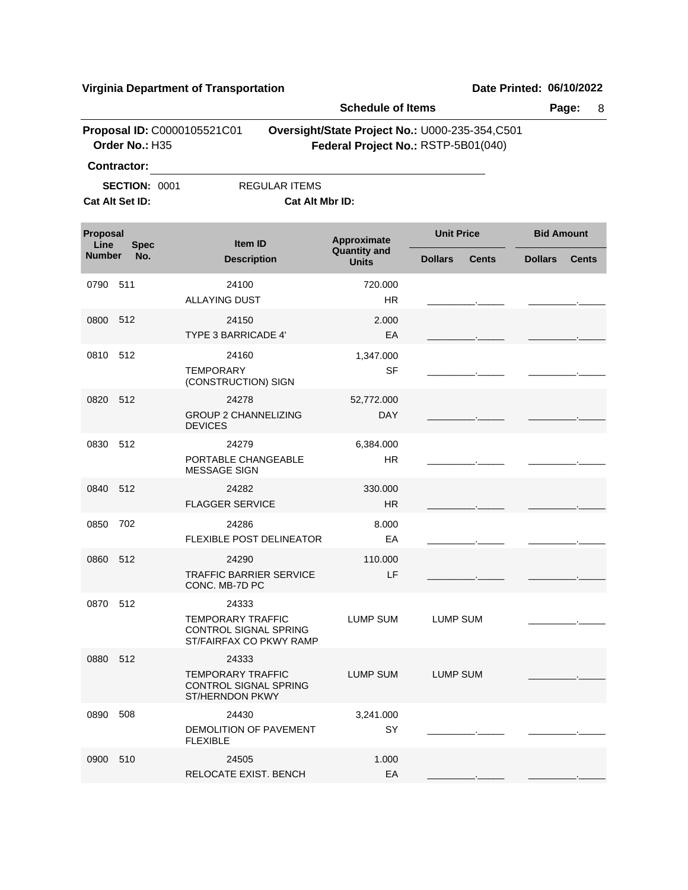**Virginia Department of Transportation** **Date Printed: 06/10/2022**

**Schedule of Items**

**Proposal ID:** C0000105521C01 **Oversight/State Project No.:** U000-235-354,C501
**Order No.:** H35 **Federal Project No.:** RSTP-5B01(040)

**Contractor:** ____________________

**SECTION:** 0001 REGULAR ITEMS

**Cat Alt Set ID:** **Cat Alt Mbr ID:**

| Proposal Line Number | Spec No. | Item ID / Description | Approximate Quantity and Units | Unit Price Dollars | Unit Price Cents | Bid Amount Dollars | Bid Amount Cents |
|---|---|---|---|---|---|---|---|
| 0790 | 511 | 24100<br>ALLAYING DUST | 720.000<br>HR | _________ | _____ | _________ | _____ |
| 0800 | 512 | 24150<br>TYPE 3 BARRICADE 4' | 2.000<br>EA | _________ | _____ | _________ | _____ |
| 0810 | 512 | 24160<br>TEMPORARY (CONSTRUCTION) SIGN | 1,347.000<br>SF | _________ | _____ | _________ | _____ |
| 0820 | 512 | 24278<br>GROUP 2 CHANNELIZING DEVICES | 52,772.000<br>DAY | _________ | _____ | _________ | _____ |
| 0830 | 512 | 24279<br>PORTABLE CHANGEABLE MESSAGE SIGN | 6,384.000<br>HR | _________ | _____ | _________ | _____ |
| 0840 | 512 | 24282<br>FLAGGER SERVICE | 330.000<br>HR | _________ | _____ | _________ | _____ |
| 0850 | 702 | 24286<br>FLEXIBLE POST DELINEATOR | 8.000<br>EA | _________ | _____ | _________ | _____ |
| 0860 | 512 | 24290<br>TRAFFIC BARRIER SERVICE CONC. MB-7D PC | 110.000<br>LF | _________ | _____ | _________ | _____ |
| 0870 | 512 | 24333<br>TEMPORARY TRAFFIC CONTROL SIGNAL SPRING ST/FAIRFAX CO PKWY RAMP | LUMP SUM | LUMP SUM | | _________ | _____ |
| 0880 | 512 | 24333<br>TEMPORARY TRAFFIC CONTROL SIGNAL SPRING ST/HERNDON PKWY | LUMP SUM | LUMP SUM | | _________ | _____ |
| 0890 | 508 | 24430<br>DEMOLITION OF PAVEMENT FLEXIBLE | 3,241.000<br>SY | _________ | _____ | _________ | _____ |
| 0900 | 510 | 24505<br>RELOCATE EXIST. BENCH | 1.000<br>EA | _________ | _____ | _________ | _____ |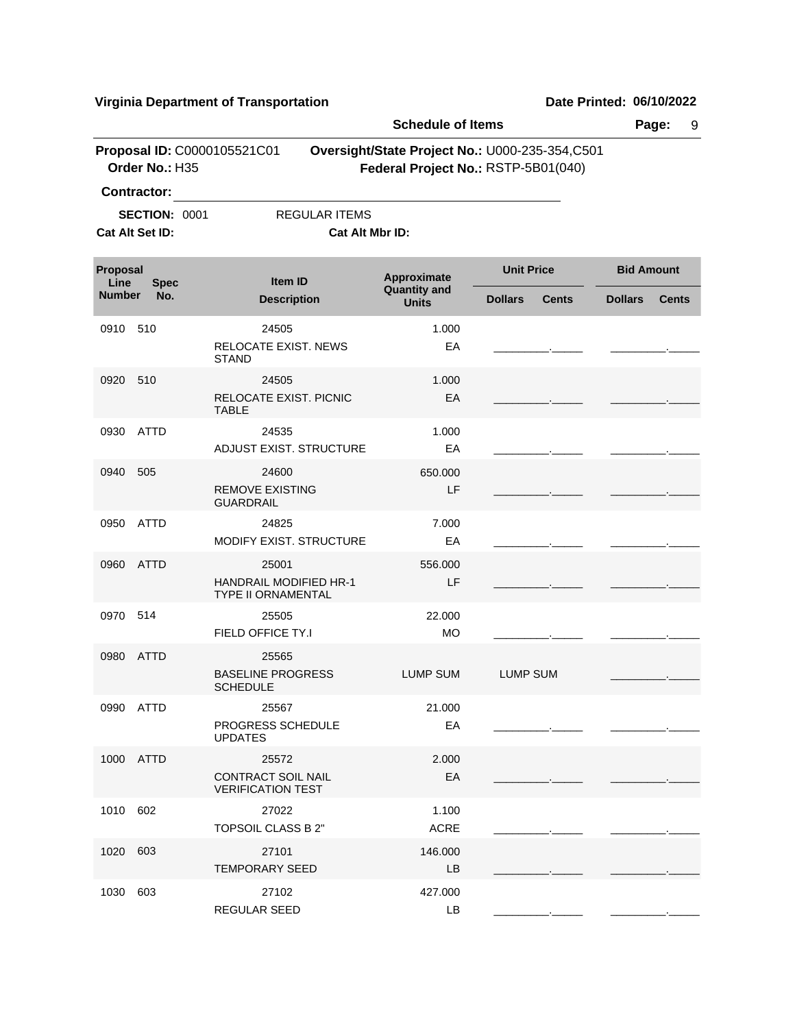**Virginia Department of Transportation** **Date Printed: 06/10/2022**

**Schedule of Items**

**Proposal ID:** C0000105521C01 **Oversight/State Project No.:** U000-235-354,C501
**Order No.:** H35 **Federal Project No.:** RSTP-5B01(040)

**Contractor:** ______________________________

**SECTION:** 0001 REGULAR ITEMS

**Cat Alt Set ID:** **Cat Alt Mbr ID:**

| Proposal Line Number | Spec No. | Item ID / Description | Approximate Quantity and Units | Unit Price Dollars | Unit Price Cents | Bid Amount Dollars | Bid Amount Cents |
|---|---|---|---|---|---|---|---|
| 0910 | 510 | 24505 RELOCATE EXIST. NEWS STAND | 1.000 EA | _________ | _____ | _________ | _____ |
| 0920 | 510 | 24505 RELOCATE EXIST. PICNIC TABLE | 1.000 EA | _________ | _____ | _________ | _____ |
| 0930 | ATTD | 24535 ADJUST EXIST. STRUCTURE | 1.000 EA | _________ | _____ | _________ | _____ |
| 0940 | 505 | 24600 REMOVE EXISTING GUARDRAIL | 650.000 LF | _________ | _____ | _________ | _____ |
| 0950 | ATTD | 24825 MODIFY EXIST. STRUCTURE | 7.000 EA | _________ | _____ | _________ | _____ |
| 0960 | ATTD | 25001 HANDRAIL MODIFIED HR-1 TYPE II ORNAMENTAL | 556.000 LF | _________ | _____ | _________ | _____ |
| 0970 | 514 | 25505 FIELD OFFICE TY.I | 22.000 MO | _________ | _____ | _________ | _____ |
| 0980 | ATTD | 25565 BASELINE PROGRESS SCHEDULE | LUMP SUM | LUMP SUM | | _________ | _____ |
| 0990 | ATTD | 25567 PROGRESS SCHEDULE UPDATES | 21.000 EA | _________ | _____ | _________ | _____ |
| 1000 | ATTD | 25572 CONTRACT SOIL NAIL VERIFICATION TEST | 2.000 EA | _________ | _____ | _________ | _____ |
| 1010 | 602 | 27022 TOPSOIL CLASS B 2" | 1.100 ACRE | _________ | _____ | _________ | _____ |
| 1020 | 603 | 27101 TEMPORARY SEED | 146.000 LB | _________ | _____ | _________ | _____ |
| 1030 | 603 | 27102 REGULAR SEED | 427.000 LB | _________ | _____ | _________ | _____ |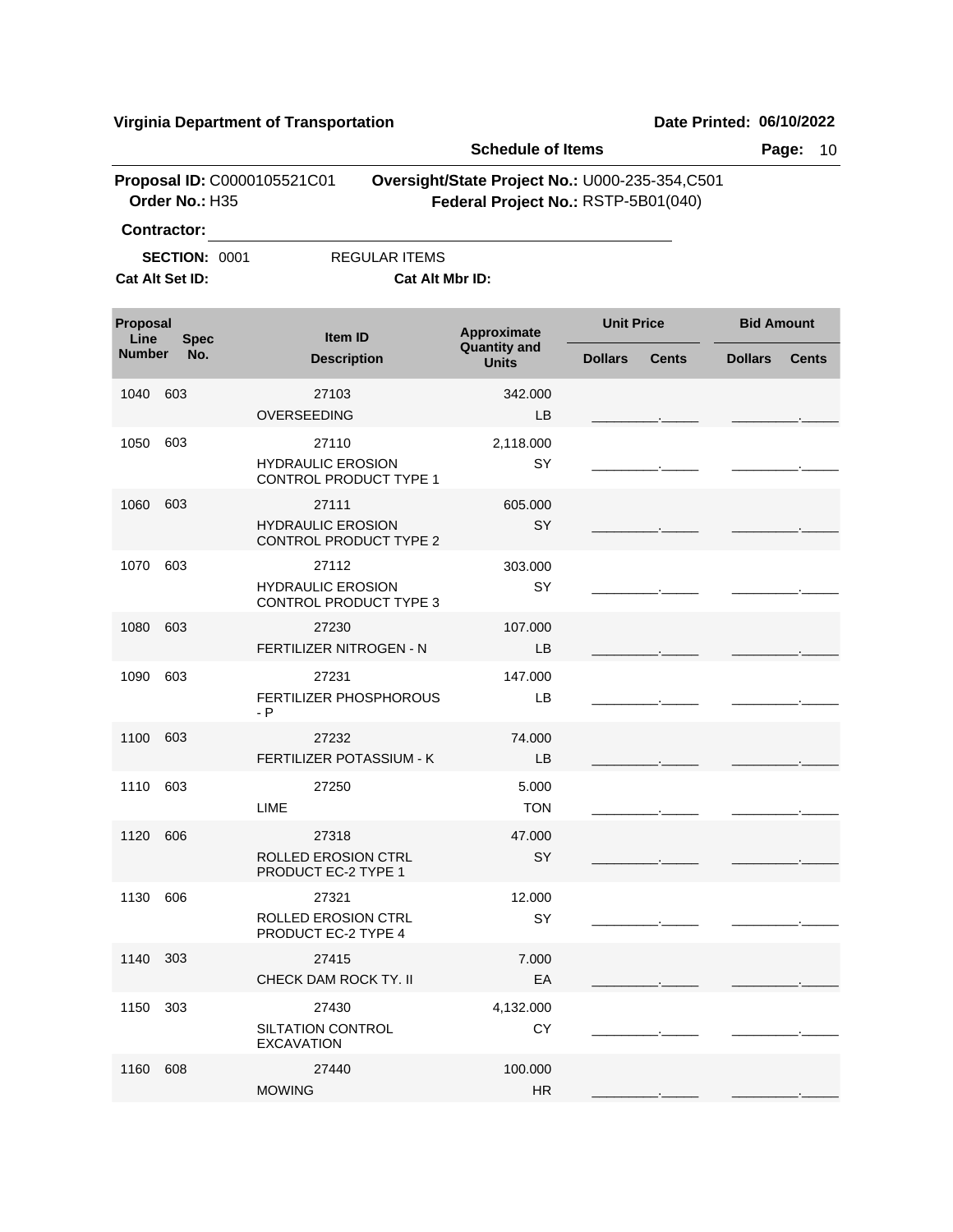**Virginia Department of Transportation** **Date Printed: 06/10/2022**

**Schedule of Items**

**Proposal ID:** C0000105521C01 **Oversight/State Project No.:** U000-235-354,C501
**Order No.:** H35 **Federal Project No.:** RSTP-5B01(040)

**Contractor:** ______________________________

**SECTION:** 0001 REGULAR ITEMS

**Cat Alt Set ID:** **Cat Alt Mbr ID:**

| Proposal Line Number | Spec No. | Item ID / Description | Approximate Quantity and Units | Unit Price Dollars | Unit Price Cents | Bid Amount Dollars | Bid Amount Cents |
|---|---|---|---|---|---|---|---|
| 1040 | 603 | 27103 OVERSEEDING | 342.000 LB | | | | |
| 1050 | 603 | 27110 HYDRAULIC EROSION CONTROL PRODUCT TYPE 1 | 2,118.000 SY | | | | |
| 1060 | 603 | 27111 HYDRAULIC EROSION CONTROL PRODUCT TYPE 2 | 605.000 SY | | | | |
| 1070 | 603 | 27112 HYDRAULIC EROSION CONTROL PRODUCT TYPE 3 | 303.000 SY | | | | |
| 1080 | 603 | 27230 FERTILIZER NITROGEN - N | 107.000 LB | | | | |
| 1090 | 603 | 27231 FERTILIZER PHOSPHOROUS - P | 147.000 LB | | | | |
| 1100 | 603 | 27232 FERTILIZER POTASSIUM - K | 74.000 LB | | | | |
| 1110 | 603 | 27250 LIME | 5.000 TON | | | | |
| 1120 | 606 | 27318 ROLLED EROSION CTRL PRODUCT EC-2 TYPE 1 | 47.000 SY | | | | |
| 1130 | 606 | 27321 ROLLED EROSION CTRL PRODUCT EC-2 TYPE 4 | 12.000 SY | | | | |
| 1140 | 303 | 27415 CHECK DAM ROCK TY. II | 7.000 EA | | | | |
| 1150 | 303 | 27430 SILTATION CONTROL EXCAVATION | 4,132.000 CY | | | | |
| 1160 | 608 | 27440 MOWING | 100.000 HR | | | | |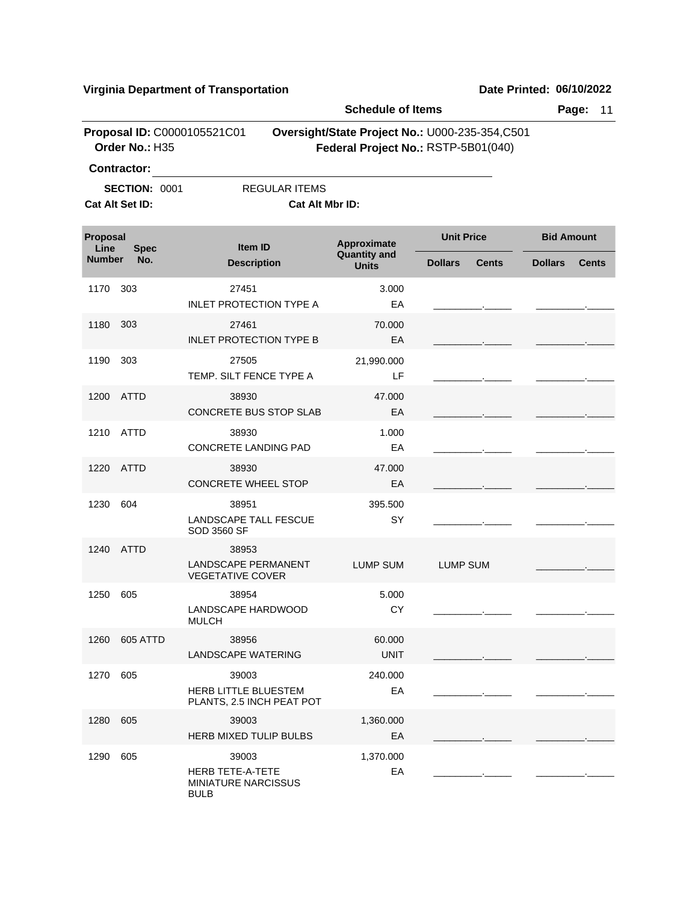**Virginia Department of Transportation**

**Date Printed: 06/10/2022**

**Schedule of Items**

**Proposal ID:** C0000105521C01

**Order No.:** H35

**Oversight/State Project No.:** U000-235-354,C501

**Federal Project No.:** RSTP-5B01(040)

**Contractor:** ______________________________

**SECTION:** 0001 REGULAR ITEMS

**Cat Alt Set ID:**

**Cat Alt Mbr ID:**

| Proposal Line Number | Spec No. | Item ID / Description | Approximate Quantity and Units | Unit Price Dollars | Unit Price Cents | Bid Amount Dollars | Bid Amount Cents |
|---|---|---|---|---|---|---|---|
| 1170 | 303 | 27451 INLET PROTECTION TYPE A | 3.000 EA | | | | |
| 1180 | 303 | 27461 INLET PROTECTION TYPE B | 70.000 EA | | | | |
| 1190 | 303 | 27505 TEMP. SILT FENCE TYPE A | 21,990.000 LF | | | | |
| 1200 | ATTD | 38930 CONCRETE BUS STOP SLAB | 47.000 EA | | | | |
| 1210 | ATTD | 38930 CONCRETE LANDING PAD | 1.000 EA | | | | |
| 1220 | ATTD | 38930 CONCRETE WHEEL STOP | 47.000 EA | | | | |
| 1230 | 604 | 38951 LANDSCAPE TALL FESCUE SOD 3560 SF | 395.500 SY | | | | |
| 1240 | ATTD | 38953 LANDSCAPE PERMANENT VEGETATIVE COVER | LUMP SUM | LUMP SUM | | | |
| 1250 | 605 | 38954 LANDSCAPE HARDWOOD MULCH | 5.000 CY | | | | |
| 1260 | 605 ATTD | 38956 LANDSCAPE WATERING | 60.000 UNIT | | | | |
| 1270 | 605 | 39003 HERB LITTLE BLUESTEM PLANTS, 2.5 INCH PEAT POT | 240.000 EA | | | | |
| 1280 | 605 | 39003 HERB MIXED TULIP BULBS | 1,360.000 EA | | | | |
| 1290 | 605 | 39003 HERB TETE-A-TETE MINIATURE NARCISSUS BULB | 1,370.000 EA | | | | |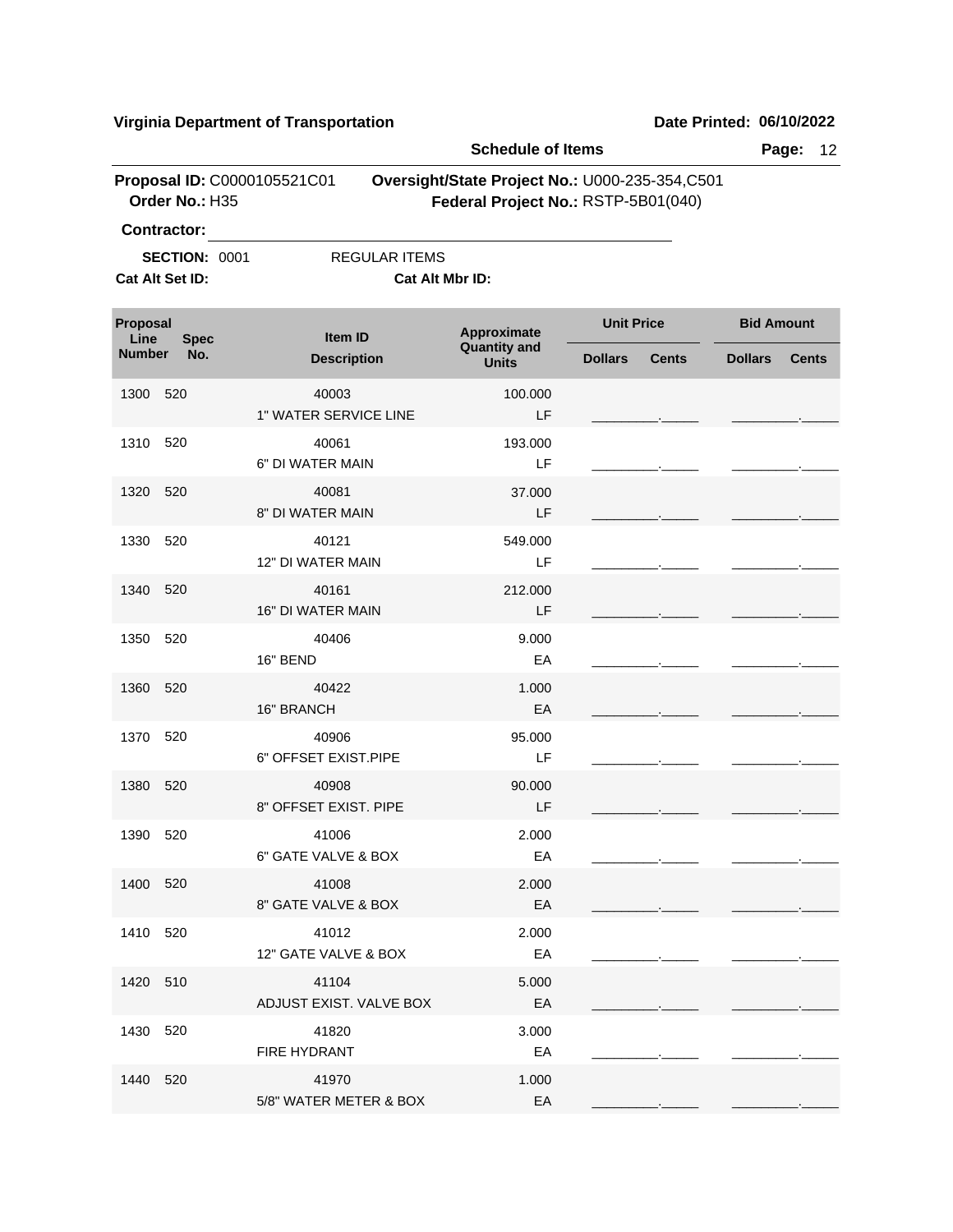**Virginia Department of Transportation** **Date Printed: 06/10/2022**

**Schedule of Items**

**Proposal ID:** C0000105521C01 **Oversight/State Project No.:** U000-235-354,C501
**Order No.:** H35 **Federal Project No.:** RSTP-5B01(040)

**Contractor:** ______________________________

**SECTION:** 0001 REGULAR ITEMS

**Cat Alt Set ID:** **Cat Alt Mbr ID:**

| Proposal Line Number | Spec No. | Item ID / Description | Approximate Quantity and Units | Unit Price Dollars | Unit Price Cents | Bid Amount Dollars | Bid Amount Cents |
|---|---|---|---|---|---|---|---|
| 1300 | 520 | 40003<br>1" WATER SERVICE LINE | 100.000<br>LF | | | | |
| 1310 | 520 | 40061<br>6" DI WATER MAIN | 193.000<br>LF | | | | |
| 1320 | 520 | 40081<br>8" DI WATER MAIN | 37.000<br>LF | | | | |
| 1330 | 520 | 40121<br>12" DI WATER MAIN | 549.000<br>LF | | | | |
| 1340 | 520 | 40161<br>16" DI WATER MAIN | 212.000<br>LF | | | | |
| 1350 | 520 | 40406<br>16" BEND | 9.000<br>EA | | | | |
| 1360 | 520 | 40422<br>16" BRANCH | 1.000<br>EA | | | | |
| 1370 | 520 | 40906<br>6" OFFSET EXIST.PIPE | 95.000<br>LF | | | | |
| 1380 | 520 | 40908<br>8" OFFSET EXIST. PIPE | 90.000<br>LF | | | | |
| 1390 | 520 | 41006<br>6" GATE VALVE & BOX | 2.000<br>EA | | | | |
| 1400 | 520 | 41008<br>8" GATE VALVE & BOX | 2.000<br>EA | | | | |
| 1410 | 520 | 41012<br>12" GATE VALVE & BOX | 2.000<br>EA | | | | |
| 1420 | 510 | 41104<br>ADJUST EXIST. VALVE BOX | 5.000<br>EA | | | | |
| 1430 | 520 | 41820<br>FIRE HYDRANT | 3.000<br>EA | | | | |
| 1440 | 520 | 41970<br>5/8" WATER METER & BOX | 1.000<br>EA | | | | |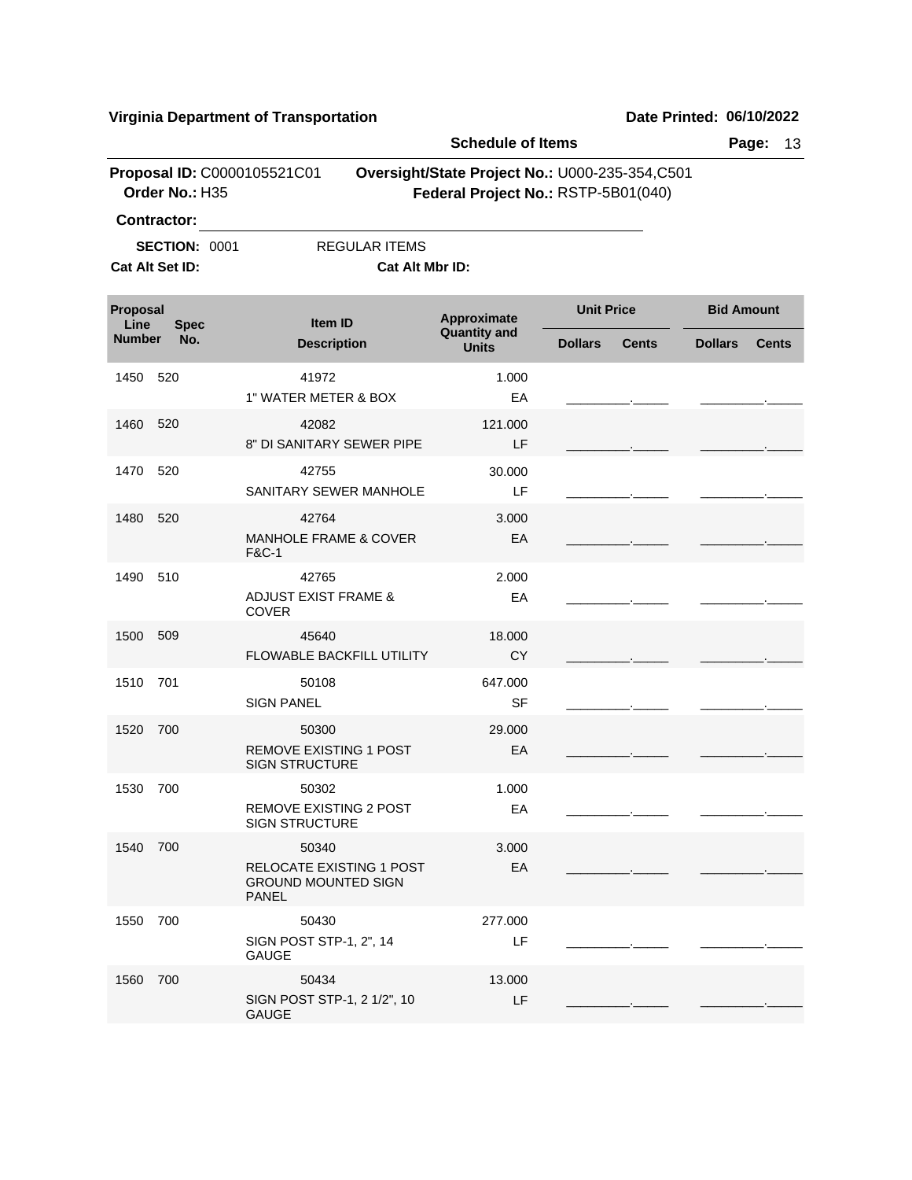**Virginia Department of Transportation** | **Date Printed: 06/10/2022**

**Schedule of Items**

**Proposal ID:** C0000105521C01 **Oversight/State Project No.:** U000-235-354,C501
**Order No.:** H35 **Federal Project No.:** RSTP-5B01(040)

**Contractor:** ______________________________

**SECTION:** 0001 REGULAR ITEMS

**Cat Alt Set ID:** **Cat Alt Mbr ID:**

| Proposal Line Number | Spec No. | Item ID / Description | Approximate Quantity and Units | Unit Price Dollars | Unit Price Cents | Bid Amount Dollars | Bid Amount Cents |
|---|---|---|---|---|---|---|---|
| 1450 | 520 | 41972<br>1" WATER METER & BOX | 1.000<br>EA | | | | |
| 1460 | 520 | 42082<br>8" DI SANITARY SEWER PIPE | 121.000<br>LF | | | | |
| 1470 | 520 | 42755<br>SANITARY SEWER MANHOLE | 30.000<br>LF | | | | |
| 1480 | 520 | 42764<br>MANHOLE FRAME & COVER F&C-1 | 3.000<br>EA | | | | |
| 1490 | 510 | 42765<br>ADJUST EXIST FRAME & COVER | 2.000<br>EA | | | | |
| 1500 | 509 | 45640<br>FLOWABLE BACKFILL UTILITY | 18.000<br>CY | | | | |
| 1510 | 701 | 50108<br>SIGN PANEL | 647.000<br>SF | | | | |
| 1520 | 700 | 50300<br>REMOVE EXISTING 1 POST SIGN STRUCTURE | 29.000<br>EA | | | | |
| 1530 | 700 | 50302<br>REMOVE EXISTING 2 POST SIGN STRUCTURE | 1.000<br>EA | | | | |
| 1540 | 700 | 50340<br>RELOCATE EXISTING 1 POST GROUND MOUNTED SIGN PANEL | 3.000<br>EA | | | | |
| 1550 | 700 | 50430<br>SIGN POST STP-1, 2", 14 GAUGE | 277.000<br>LF | | | | |
| 1560 | 700 | 50434<br>SIGN POST STP-1, 2 1/2", 10 GAUGE | 13.000<br>LF | | | | |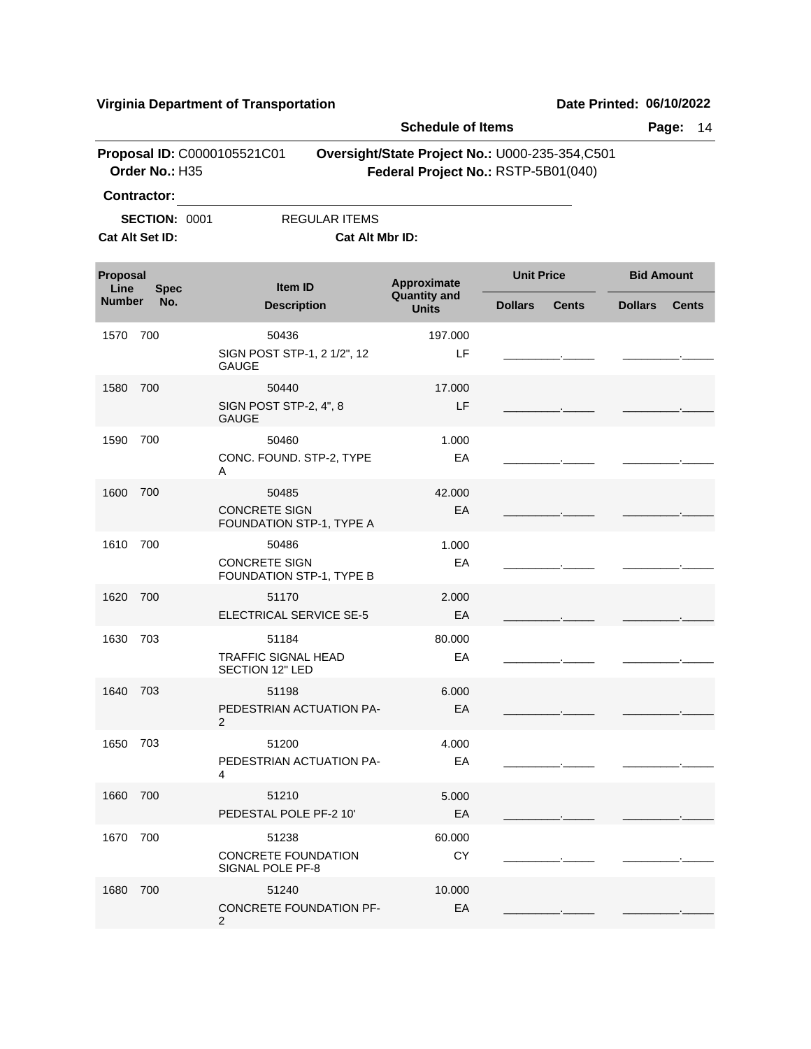**Virginia Department of Transportation** **Date Printed: 06/10/2022**

**Schedule of Items**

**Proposal ID:** C0000105521C01 **Oversight/State Project No.:** U000-235-354,C501
**Order No.:** H35 **Federal Project No.:** RSTP-5B01(040)

**Contractor:** ____________________

**SECTION:** 0001 REGULAR ITEMS

**Cat Alt Set ID:** **Cat Alt Mbr ID:**

| Proposal Line Number | Spec No. | Item ID / Description | Approximate Quantity and Units | Unit Price Dollars | Unit Price Cents | Bid Amount Dollars | Bid Amount Cents |
|---|---|---|---|---|---|---|---|
| 1570 | 700 | 50436<br>SIGN POST STP-1, 2 1/2", 12 GAUGE | 197.000<br>LF | | | | |
| 1580 | 700 | 50440<br>SIGN POST STP-2, 4", 8 GAUGE | 17.000<br>LF | | | | |
| 1590 | 700 | 50460<br>CONC. FOUND. STP-2, TYPE A | 1.000<br>EA | | | | |
| 1600 | 700 | 50485<br>CONCRETE SIGN FOUNDATION STP-1, TYPE A | 42.000<br>EA | | | | |
| 1610 | 700 | 50486<br>CONCRETE SIGN FOUNDATION STP-1, TYPE B | 1.000<br>EA | | | | |
| 1620 | 700 | 51170<br>ELECTRICAL SERVICE SE-5 | 2.000<br>EA | | | | |
| 1630 | 703 | 51184<br>TRAFFIC SIGNAL HEAD SECTION 12" LED | 80.000<br>EA | | | | |
| 1640 | 703 | 51198<br>PEDESTRIAN ACTUATION PA-2 | 6.000<br>EA | | | | |
| 1650 | 703 | 51200<br>PEDESTRIAN ACTUATION PA-4 | 4.000<br>EA | | | | |
| 1660 | 700 | 51210<br>PEDESTAL POLE PF-2 10' | 5.000<br>EA | | | | |
| 1670 | 700 | 51238<br>CONCRETE FOUNDATION SIGNAL POLE PF-8 | 60.000<br>CY | | | | |
| 1680 | 700 | 51240<br>CONCRETE FOUNDATION PF-2 | 10.000<br>EA | | | | |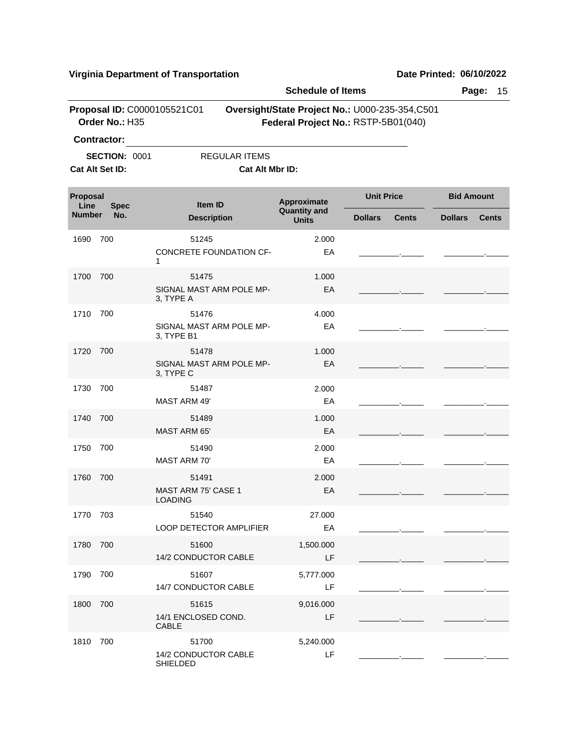**Virginia Department of Transportation** | **Date Printed: 06/10/2022**

**Schedule of Items**

**Proposal ID:** C0000105521C01 **Oversight/State Project No.:** U000-235-354,C501
**Order No.:** H35 **Federal Project No.:** RSTP-5B01(040)

**Contractor:** ______________________________

**SECTION:** 0001 REGULAR ITEMS

**Cat Alt Set ID:** **Cat Alt Mbr ID:**

| Proposal Line Number | Spec No. | Item ID / Description | Approximate Quantity and Units | Unit Price Dollars | Unit Price Cents | Bid Amount Dollars | Bid Amount Cents |
|---|---|---|---|---|---|---|---|
| 1690 | 700 | 51245<br>CONCRETE FOUNDATION CF-1 | 2.000<br>EA | | | | |
| 1700 | 700 | 51475<br>SIGNAL MAST ARM POLE MP-3, TYPE A | 1.000<br>EA | | | | |
| 1710 | 700 | 51476<br>SIGNAL MAST ARM POLE MP-3, TYPE B1 | 4.000<br>EA | | | | |
| 1720 | 700 | 51478<br>SIGNAL MAST ARM POLE MP-3, TYPE C | 1.000<br>EA | | | | |
| 1730 | 700 | 51487<br>MAST ARM 49' | 2.000<br>EA | | | | |
| 1740 | 700 | 51489<br>MAST ARM 65' | 1.000<br>EA | | | | |
| 1750 | 700 | 51490<br>MAST ARM 70' | 2.000<br>EA | | | | |
| 1760 | 700 | 51491<br>MAST ARM 75' CASE 1 LOADING | 2.000<br>EA | | | | |
| 1770 | 703 | 51540<br>LOOP DETECTOR AMPLIFIER | 27.000<br>EA | | | | |
| 1780 | 700 | 51600<br>14/2 CONDUCTOR CABLE | 1,500.000<br>LF | | | | |
| 1790 | 700 | 51607<br>14/7 CONDUCTOR CABLE | 5,777.000<br>LF | | | | |
| 1800 | 700 | 51615<br>14/1 ENCLOSED COND. CABLE | 9,016.000<br>LF | | | | |
| 1810 | 700 | 51700<br>14/2 CONDUCTOR CABLE SHIELDED | 5,240.000<br>LF | | | | |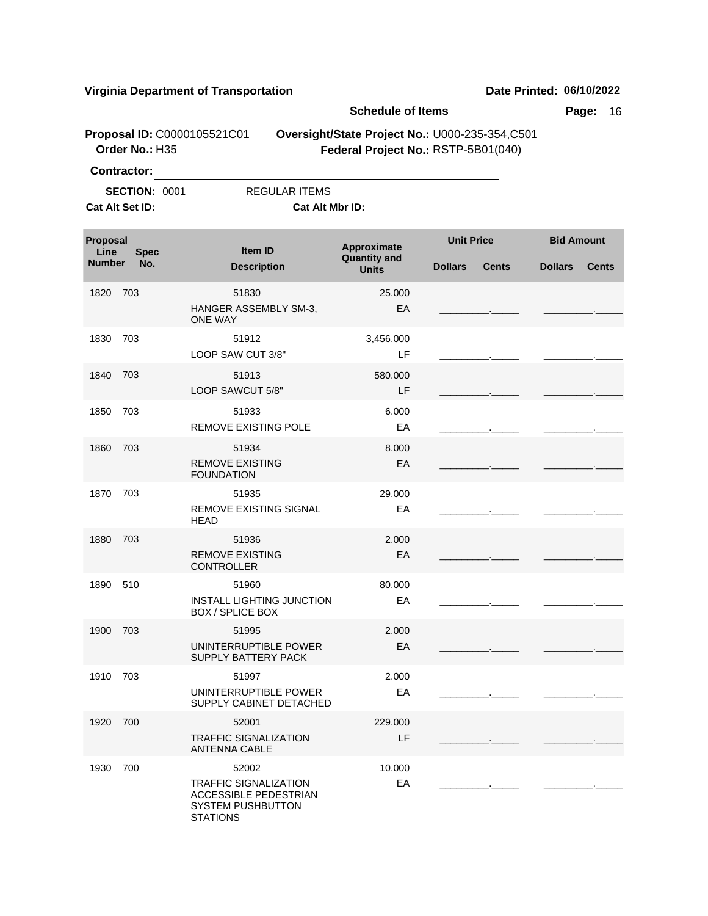**Virginia Department of Transportation** **Date Printed: 06/10/2022**

**Schedule of Items**

**Proposal ID:** C0000105521C01 **Oversight/State Project No.:** U000-235-354,C501

**Order No.:** H35 **Federal Project No.:** RSTP-5B01(040)

**Contractor:** ____________________

**SECTION:** 0001 REGULAR ITEMS

**Cat Alt Set ID:** **Cat Alt Mbr ID:**

| Proposal Line Number | Spec No. | Item ID / Description | Approximate Quantity and Units | Unit Price Dollars | Unit Price Cents | Bid Amount Dollars | Bid Amount Cents |
|---|---|---|---|---|---|---|---|
| 1820 | 703 | 51830<br>HANGER ASSEMBLY SM-3, ONE WAY | 25.000<br>EA | | | | |
| 1830 | 703 | 51912<br>LOOP SAW CUT 3/8" | 3,456.000<br>LF | | | | |
| 1840 | 703 | 51913<br>LOOP SAWCUT 5/8" | 580.000<br>LF | | | | |
| 1850 | 703 | 51933<br>REMOVE EXISTING POLE | 6.000<br>EA | | | | |
| 1860 | 703 | 51934<br>REMOVE EXISTING FOUNDATION | 8.000<br>EA | | | | |
| 1870 | 703 | 51935<br>REMOVE EXISTING SIGNAL HEAD | 29.000<br>EA | | | | |
| 1880 | 703 | 51936<br>REMOVE EXISTING CONTROLLER | 2.000<br>EA | | | | |
| 1890 | 510 | 51960<br>INSTALL LIGHTING JUNCTION BOX / SPLICE BOX | 80.000<br>EA | | | | |
| 1900 | 703 | 51995<br>UNINTERRUPTIBLE POWER SUPPLY BATTERY PACK | 2.000<br>EA | | | | |
| 1910 | 703 | 51997<br>UNINTERRUPTIBLE POWER SUPPLY CABINET DETACHED | 2.000<br>EA | | | | |
| 1920 | 700 | 52001<br>TRAFFIC SIGNALIZATION ANTENNA CABLE | 229.000<br>LF | | | | |
| 1930 | 700 | 52002<br>TRAFFIC SIGNALIZATION ACCESSIBLE PEDESTRIAN SYSTEM PUSHBUTTON STATIONS | 10.000<br>EA | | | | |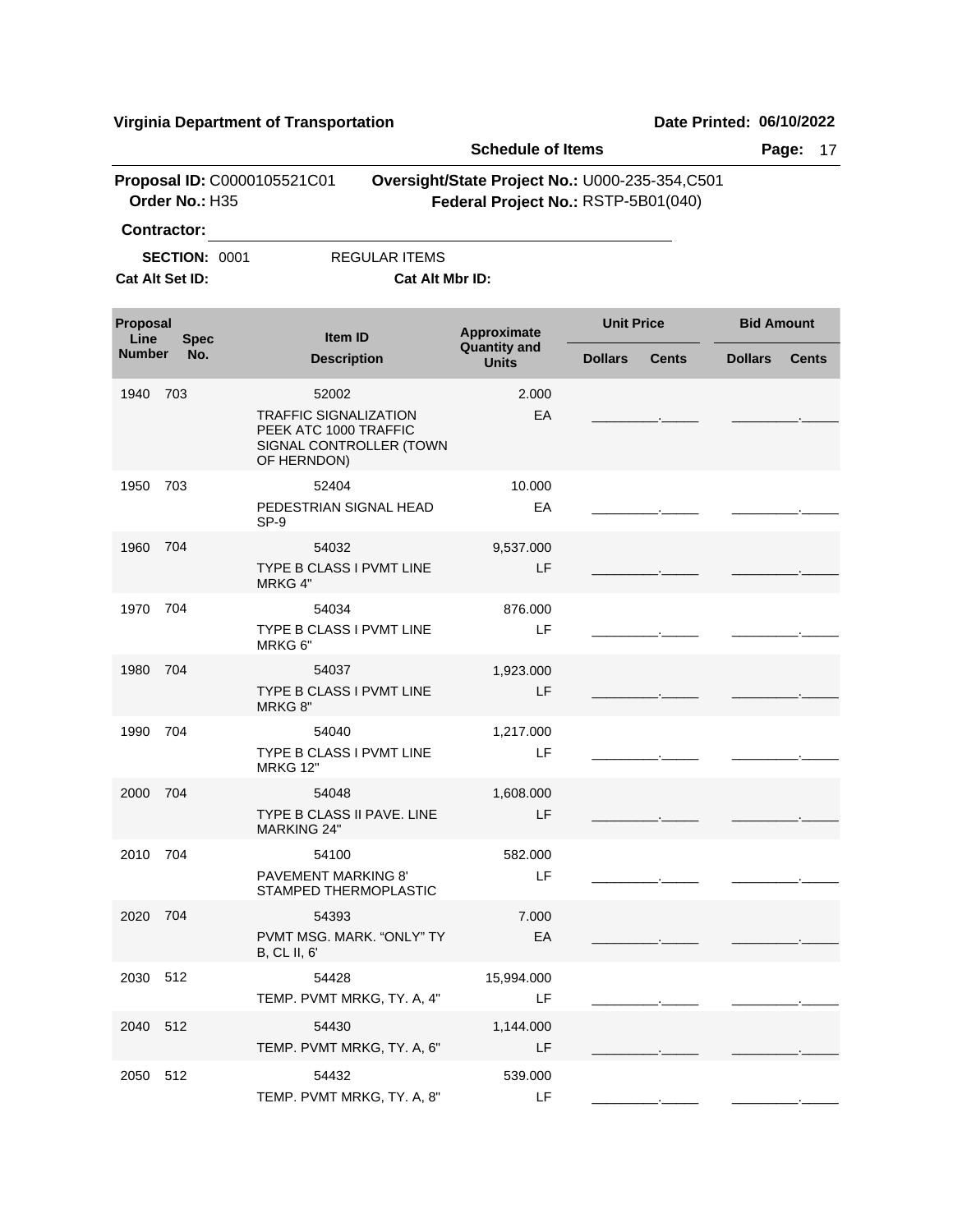**Virginia Department of Transportation** | **Date Printed: 06/10/2022**

**Schedule of Items**

**Proposal ID:** C0000105521C01 **Oversight/State Project No.:** U000-235-354,C501
**Order No.:** H35 **Federal Project No.:** RSTP-5B01(040)

**Contractor:** ______________________________

**SECTION:** 0001 REGULAR ITEMS

**Cat Alt Set ID:** **Cat Alt Mbr ID:**

| Proposal Line Number | Spec No. | Item ID / Description | Approximate Quantity and Units | Unit Price Dollars | Unit Price Cents | Bid Amount Dollars | Bid Amount Cents |
|---|---|---|---|---|---|---|---|
| 1940 | 703 | 52002<br>TRAFFIC SIGNALIZATION PEEK ATC 1000 TRAFFIC SIGNAL CONTROLLER (TOWN OF HERNDON) | 2.000<br>EA | | | | |
| 1950 | 703 | 52404<br>PEDESTRIAN SIGNAL HEAD SP-9 | 10.000<br>EA | | | | |
| 1960 | 704 | 54032<br>TYPE B CLASS I PVMT LINE MRKG 4" | 9,537.000<br>LF | | | | |
| 1970 | 704 | 54034<br>TYPE B CLASS I PVMT LINE MRKG 6" | 876.000<br>LF | | | | |
| 1980 | 704 | 54037<br>TYPE B CLASS I PVMT LINE MRKG 8" | 1,923.000<br>LF | | | | |
| 1990 | 704 | 54040<br>TYPE B CLASS I PVMT LINE MRKG 12" | 1,217.000<br>LF | | | | |
| 2000 | 704 | 54048<br>TYPE B CLASS II PAVE. LINE MARKING 24" | 1,608.000<br>LF | | | | |
| 2010 | 704 | 54100<br>PAVEMENT MARKING 8' STAMPED THERMOPLASTIC | 582.000<br>LF | | | | |
| 2020 | 704 | 54393<br>PVMT MSG. MARK. "ONLY" TY B, CL II, 6' | 7.000<br>EA | | | | |
| 2030 | 512 | 54428<br>TEMP. PVMT MRKG, TY. A, 4" | 15,994.000<br>LF | | | | |
| 2040 | 512 | 54430<br>TEMP. PVMT MRKG, TY. A, 6" | 1,144.000<br>LF | | | | |
| 2050 | 512 | 54432<br>TEMP. PVMT MRKG, TY. A, 8" | 539.000<br>LF | | | | |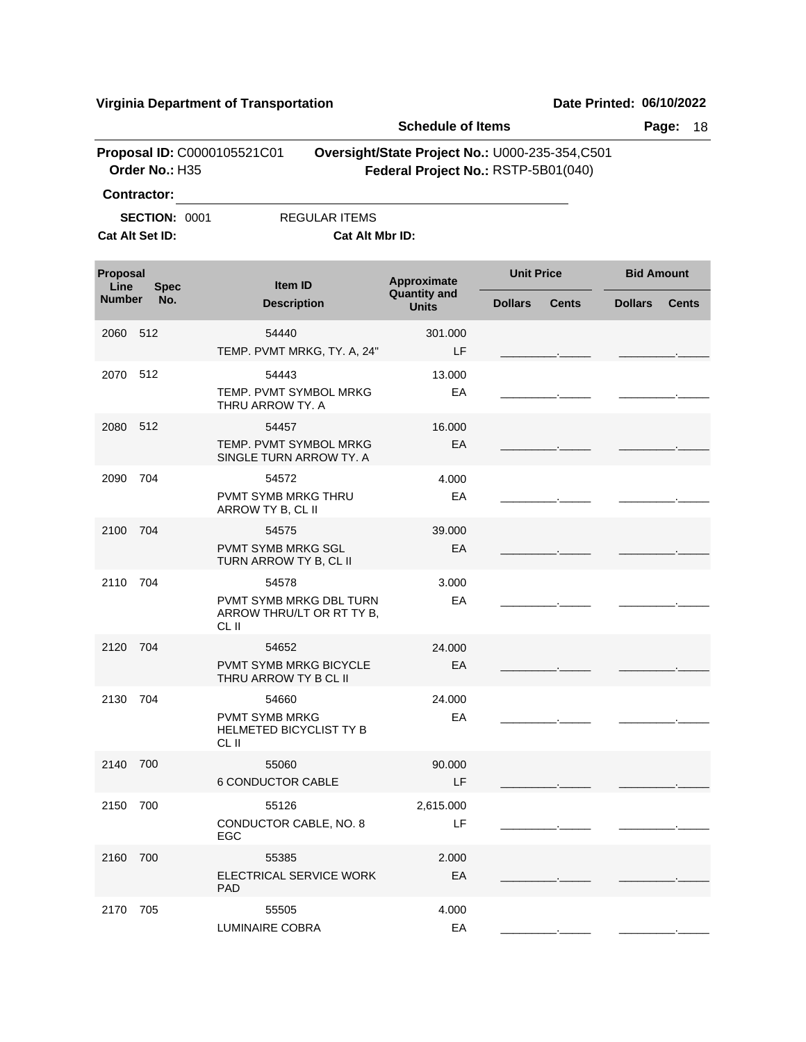**Virginia Department of Transportation** **Date Printed: 06/10/2022**

**Schedule of Items**

**Proposal ID:** C0000105521C01 **Oversight/State Project No.:** U000-235-354,C501
**Order No.:** H35 **Federal Project No.:** RSTP-5B01(040)

**Contractor:** ______________________________

**SECTION:** 0001 REGULAR ITEMS
**Cat Alt Set ID:** **Cat Alt Mbr ID:**

| Proposal Line Number | Spec No. | Item ID / Description | Approximate Quantity and Units | Unit Price Dollars | Unit Price Cents | Bid Amount Dollars | Bid Amount Cents |
|---|---|---|---|---|---|---|---|
| 2060 | 512 | 54440 TEMP. PVMT MRKG, TY. A, 24" | 301.000 LF | | | | |
| 2070 | 512 | 54443 TEMP. PVMT SYMBOL MRKG THRU ARROW TY. A | 13.000 EA | | | | |
| 2080 | 512 | 54457 TEMP. PVMT SYMBOL MRKG SINGLE TURN ARROW TY. A | 16.000 EA | | | | |
| 2090 | 704 | 54572 PVMT SYMB MRKG THRU ARROW TY B, CL II | 4.000 EA | | | | |
| 2100 | 704 | 54575 PVMT SYMB MRKG SGL TURN ARROW TY B, CL II | 39.000 EA | | | | |
| 2110 | 704 | 54578 PVMT SYMB MRKG DBL TURN ARROW THRU/LT OR RT TY B, CL II | 3.000 EA | | | | |
| 2120 | 704 | 54652 PVMT SYMB MRKG BICYCLE THRU ARROW TY B CL II | 24.000 EA | | | | |
| 2130 | 704 | 54660 PVMT SYMB MRKG HELMETED BICYCLIST TY B CL II | 24.000 EA | | | | |
| 2140 | 700 | 55060 6 CONDUCTOR CABLE | 90.000 LF | | | | |
| 2150 | 700 | 55126 CONDUCTOR CABLE, NO. 8 EGC | 2,615.000 LF | | | | |
| 2160 | 700 | 55385 ELECTRICAL SERVICE WORK PAD | 2.000 EA | | | | |
| 2170 | 705 | 55505 LUMINAIRE COBRA | 4.000 EA | | | | |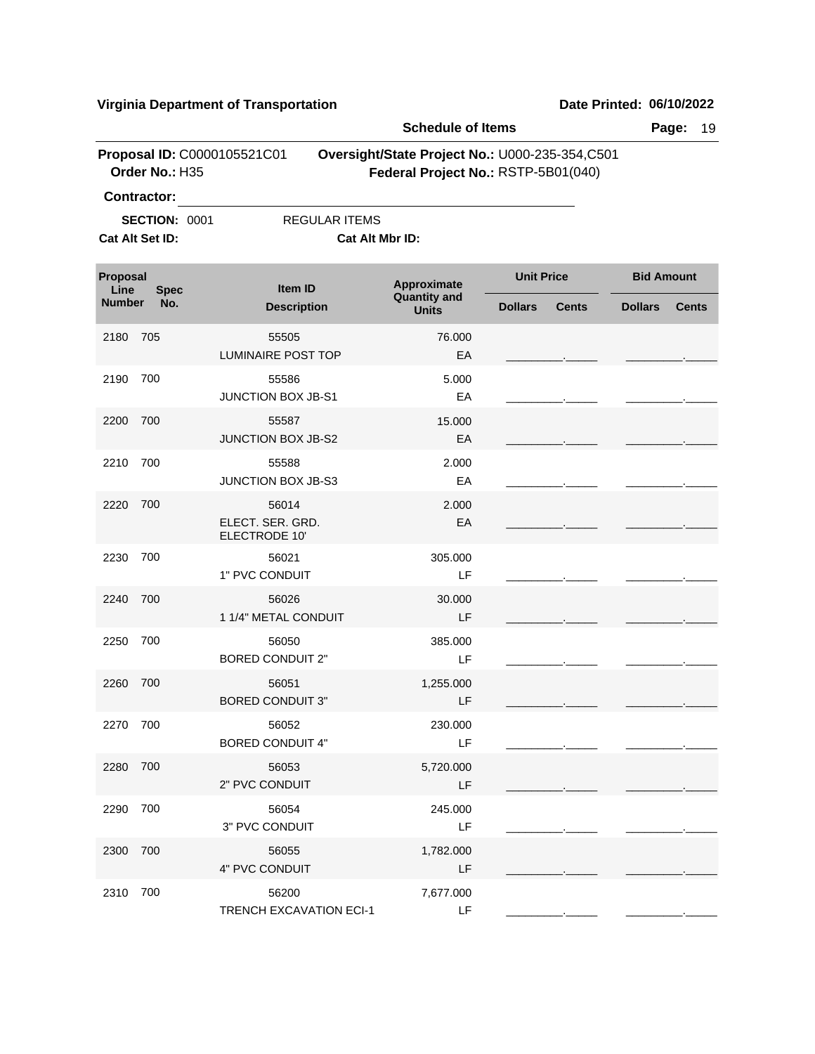**Virginia Department of Transportation** **Date Printed: 06/10/2022**

**Schedule of Items**

**Proposal ID:** C0000105521C01 **Oversight/State Project No.:** U000-235-354,C501
**Order No.:** H35 **Federal Project No.:** RSTP-5B01(040)

**Contractor:** ______________________________

**SECTION:** 0001 REGULAR ITEMS

**Cat Alt Set ID:** **Cat Alt Mbr ID:**

| Proposal Line Number | Spec No. | Item ID / Description | Approximate Quantity and Units | Unit Price Dollars | Unit Price Cents | Bid Amount Dollars | Bid Amount Cents |
|---|---|---|---|---|---|---|---|
| 2180 | 705 | 55505 LUMINAIRE POST TOP | 76.000 EA | | | | |
| 2190 | 700 | 55586 JUNCTION BOX JB-S1 | 5.000 EA | | | | |
| 2200 | 700 | 55587 JUNCTION BOX JB-S2 | 15.000 EA | | | | |
| 2210 | 700 | 55588 JUNCTION BOX JB-S3 | 2.000 EA | | | | |
| 2220 | 700 | 56014 ELECT. SER. GRD. ELECTRODE 10' | 2.000 EA | | | | |
| 2230 | 700 | 56021 1" PVC CONDUIT | 305.000 LF | | | | |
| 2240 | 700 | 56026 1 1/4" METAL CONDUIT | 30.000 LF | | | | |
| 2250 | 700 | 56050 BORED CONDUIT 2" | 385.000 LF | | | | |
| 2260 | 700 | 56051 BORED CONDUIT 3" | 1,255.000 LF | | | | |
| 2270 | 700 | 56052 BORED CONDUIT 4" | 230.000 LF | | | | |
| 2280 | 700 | 56053 2" PVC CONDUIT | 5,720.000 LF | | | | |
| 2290 | 700 | 56054 3" PVC CONDUIT | 245.000 LF | | | | |
| 2300 | 700 | 56055 4" PVC CONDUIT | 1,782.000 LF | | | | |
| 2310 | 700 | 56200 TRENCH EXCAVATION ECI-1 | 7,677.000 LF | | | | |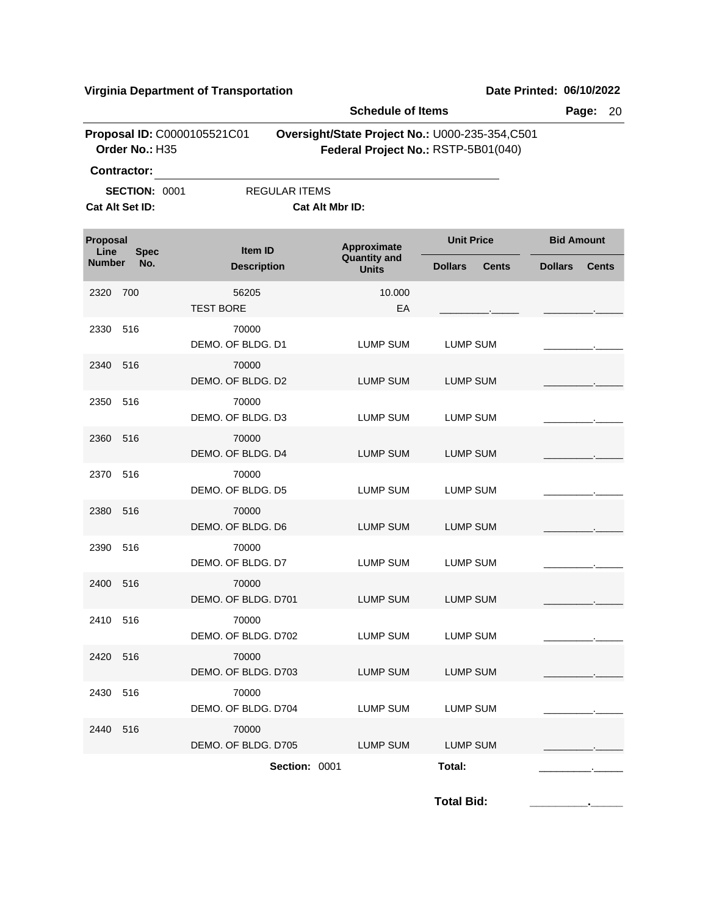**Virginia Department of Transportation** | **Date Printed: 06/10/2022**

**Schedule of Items**

**Proposal ID:** C0000105521C01 **Oversight/State Project No.:** U000-235-354,C501
**Order No.:** H35 **Federal Project No.:** RSTP-5B01(040)

**Contractor:** ______________________________

**SECTION:** 0001 REGULAR ITEMS

**Cat Alt Set ID:** **Cat Alt Mbr ID:**

| Proposal Line Number | Spec No. | Item ID / Description | Approximate Quantity and Units | Unit Price Dollars | Unit Price Cents | Bid Amount Dollars | Bid Amount Cents |
|---|---|---|---|---|---|---|---|
| 2320 | 700 | 56205 TEST BORE | 10.000 EA | _________ | _____ | _________ | _____ |
| 2330 | 516 | 70000 DEMO. OF BLDG. D1 | LUMP SUM | LUMP SUM | | _________ | _____ |
| 2340 | 516 | 70000 DEMO. OF BLDG. D2 | LUMP SUM | LUMP SUM | | _________ | _____ |
| 2350 | 516 | 70000 DEMO. OF BLDG. D3 | LUMP SUM | LUMP SUM | | _________ | _____ |
| 2360 | 516 | 70000 DEMO. OF BLDG. D4 | LUMP SUM | LUMP SUM | | _________ | _____ |
| 2370 | 516 | 70000 DEMO. OF BLDG. D5 | LUMP SUM | LUMP SUM | | _________ | _____ |
| 2380 | 516 | 70000 DEMO. OF BLDG. D6 | LUMP SUM | LUMP SUM | | _________ | _____ |
| 2390 | 516 | 70000 DEMO. OF BLDG. D7 | LUMP SUM | LUMP SUM | | _________ | _____ |
| 2400 | 516 | 70000 DEMO. OF BLDG. D701 | LUMP SUM | LUMP SUM | | _________ | _____ |
| 2410 | 516 | 70000 DEMO. OF BLDG. D702 | LUMP SUM | LUMP SUM | | _________ | _____ |
| 2420 | 516 | 70000 DEMO. OF BLDG. D703 | LUMP SUM | LUMP SUM | | _________ | _____ |
| 2430 | 516 | 70000 DEMO. OF BLDG. D704 | LUMP SUM | LUMP SUM | | _________ | _____ |
| 2440 | 516 | 70000 DEMO. OF BLDG. D705 | LUMP SUM | LUMP SUM | | _________ | _____ |
| | | **Section:** 0001 | | **Total:** | | _________ | _____ |

**Total Bid:** _________._____